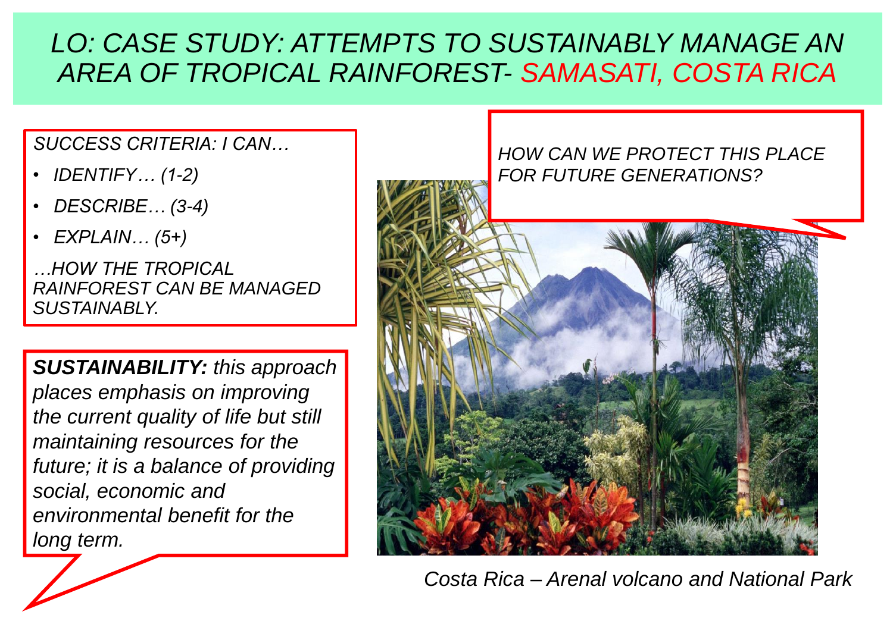# *LO: CASE STUDY: ATTEMPTS TO SUSTAINABLY MANAGE AN AREA OF TROPICAL RAINFOREST- SAMASATI, COSTA RICA*

*SUCCESS CRITERIA: I CAN…*

- *IDENTIFY… (1-2)*
- *DESCRIBE… (3-4)*
- *EXPLAIN… (5+)*

*…HOW THE TROPICAL RAINFOREST CAN BE MANAGED SUSTAINABLY.*

*HOW CAN WE PROTECT THIS PLACE FOR FUTURE GENERATIONS?*

***SUSTAINABILITY:*** *this approach places emphasis on improving the current quality of life but still maintaining resources for the future; it is a balance of providing social, economic and environmental benefit for the long term.*

*Costa Rica – Arenal volcano and National Park*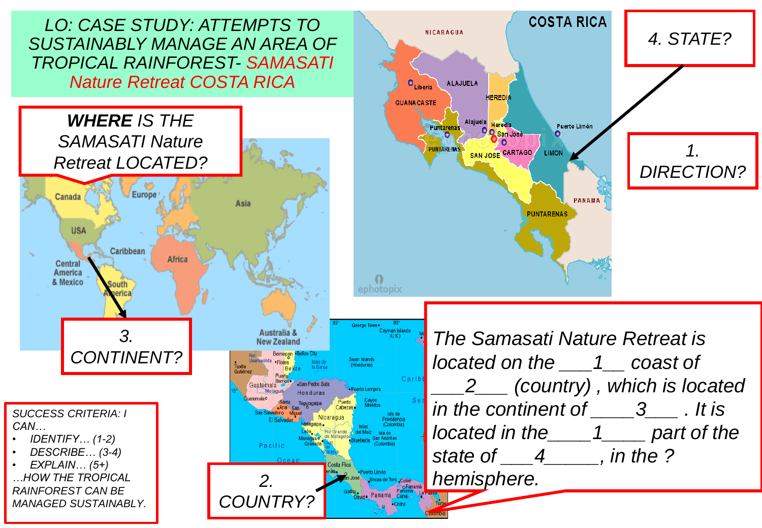# LO: CASE STUDY: ATTEMPTS TO SUSTAINABLY MANAGE AN AREA OF TROPICAL RAINFOREST- SAMASATI Nature Retreat COSTA RICA

***WHERE*** *IS THE SAMASATI Nature Retreat LOCATED?*

*4. STATE?*

*1. DIRECTION?*

*3. CONTINENT?*

*2. COUNTRY?*

*The Samasati Nature Retreat is located on the \_\_\_1\_\_ coast of \_\_\_2\_\_\_ (country) , which is located in the continent of \_\_\_\_3\_\_\_ . It is located in the\_\_\_\_1\_\_\_\_ part of the state of \_\_\_4\_\_\_\_\_, in the ? hemisphere.*

*SUCCESS CRITERIA: I CAN…*

- *IDENTIFY… (1-2)*
- *DESCRIBE… (3-4)*
- *EXPLAIN… (5+)*

*…HOW THE TROPICAL RAINFOREST CAN BE MANAGED SUSTAINABLY.*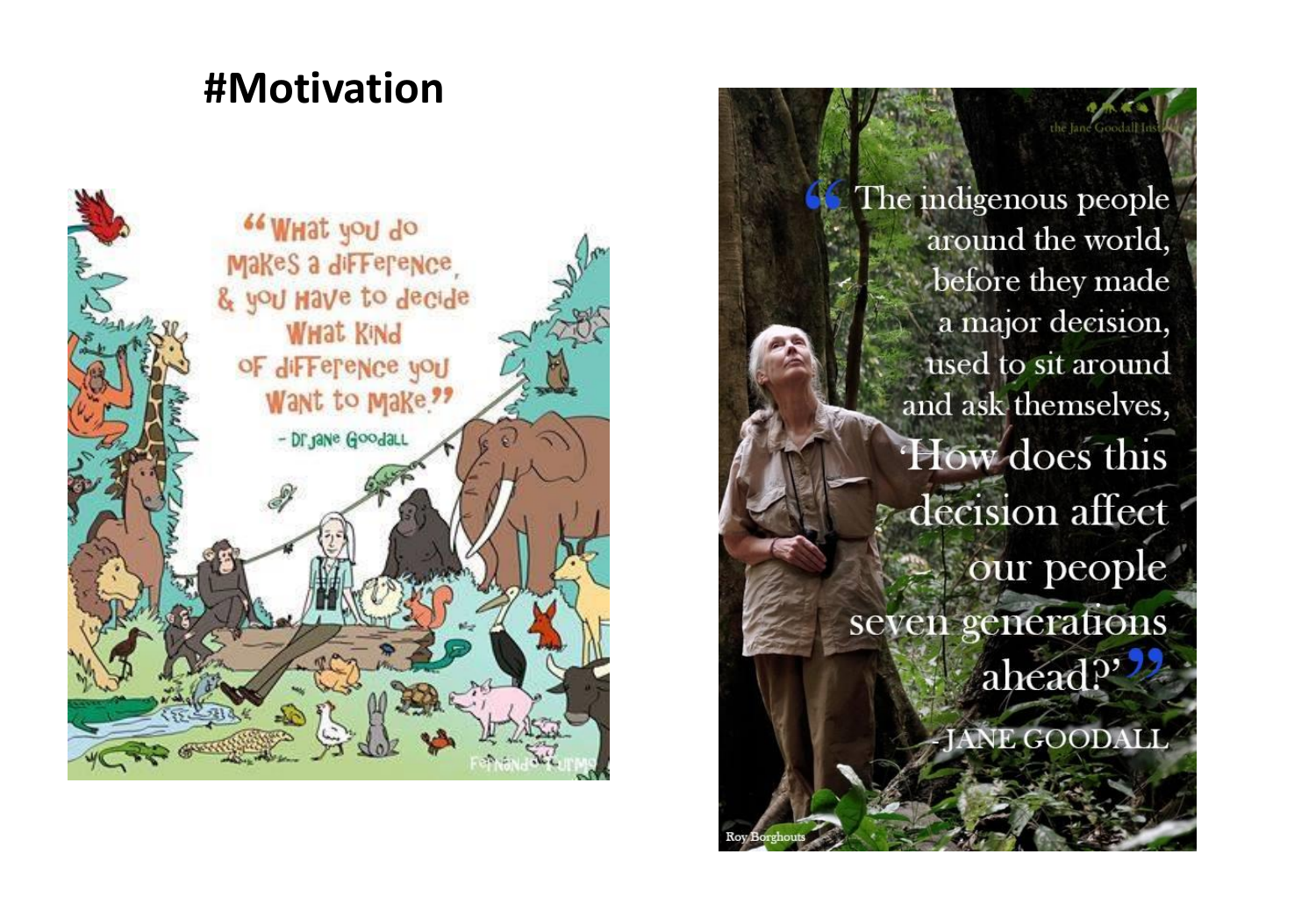# #Motivation

"What you do makes a difference, & you have to decide what kind of difference you want to make"

- Dr Jane Goodall

"The indigenous people around the world, before they made a major decision, used to sit around and ask themselves, 'How does this decision affect our people seven generations ahead?'"

- JANE GOODALL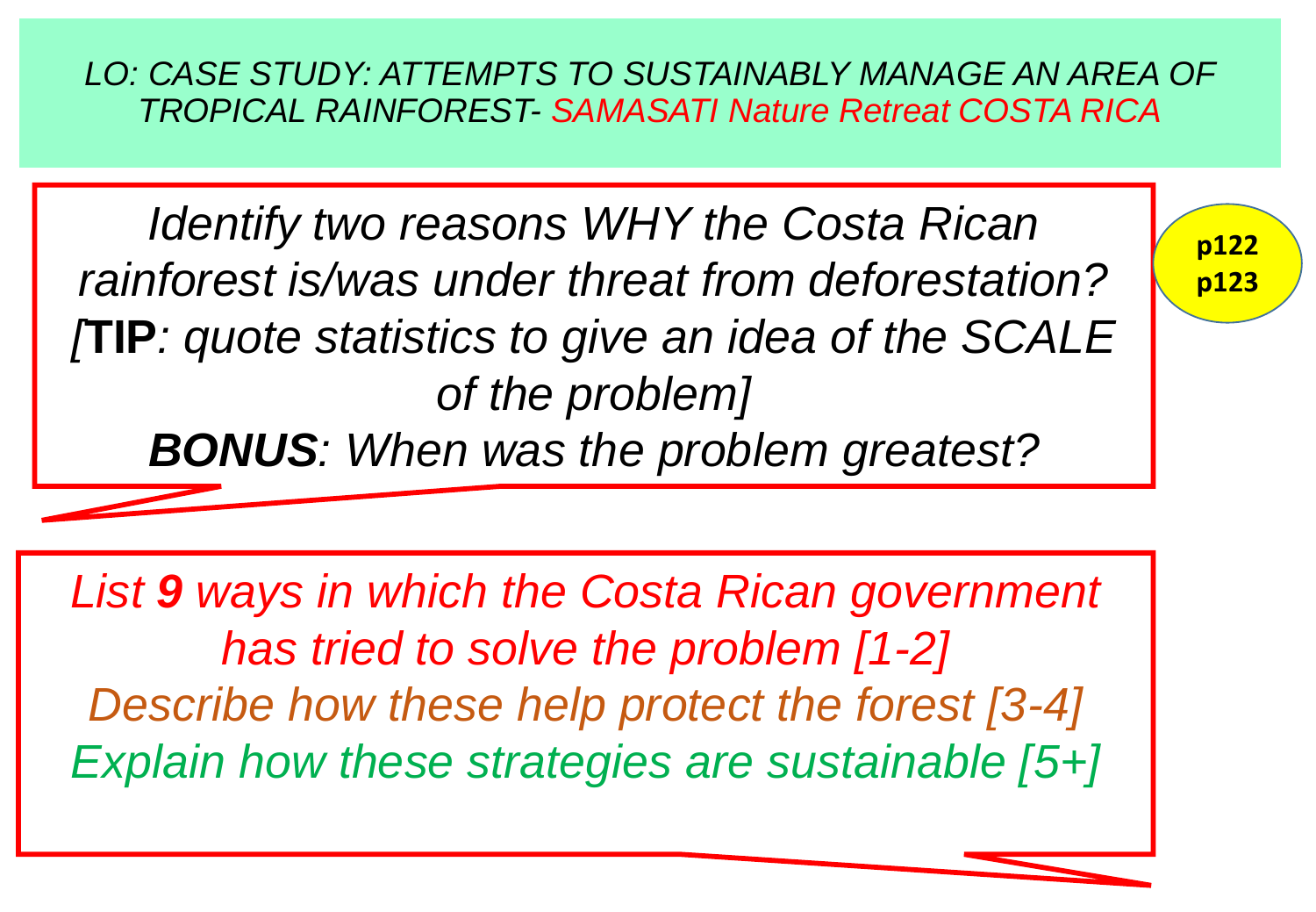# *LO: CASE STUDY: ATTEMPTS TO SUSTAINABLY MANAGE AN AREA OF TROPICAL RAINFOREST- SAMASATI Nature Retreat COSTA RICA*

*Identify two reasons WHY the Costa Rican rainforest is/was under threat from deforestation?*
*[**TIP**: quote statistics to give an idea of the SCALE of the problem]*
***BONUS**: When was the problem greatest?*

**p122**
**p123**

*List **9** ways in which the Costa Rican government has tried to solve the problem [1-2]*
*Describe how these help protect the forest [3-4]*
*Explain how these strategies are sustainable [5+]*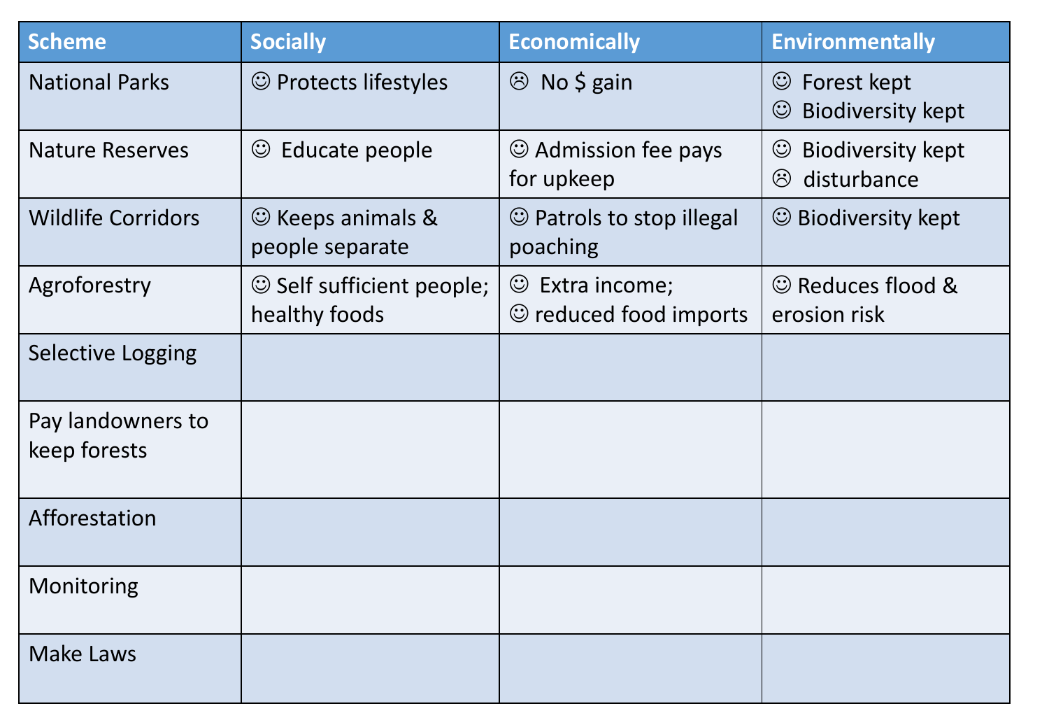| Scheme | Socially | Economically | Environmentally |
|---|---|---|---|
| National Parks | ☺ Protects lifestyles | ☹ No $ gain | ☺ Forest kept<br>☺ Biodiversity kept |
| Nature Reserves | ☺ Educate people | ☺ Admission fee pays for upkeep | ☺ Biodiversity kept<br>☹ disturbance |
| Wildlife Corridors | ☺ Keeps animals & people separate | ☺ Patrols to stop illegal poaching | ☺ Biodiversity kept |
| Agroforestry | ☺ Self sufficient people; healthy foods | ☺ Extra income;<br>☺ reduced food imports | ☺ Reduces flood & erosion risk |
| Selective Logging | | | |
| Pay landowners to keep forests | | | |
| Afforestation | | | |
| Monitoring | | | |
| Make Laws | | | |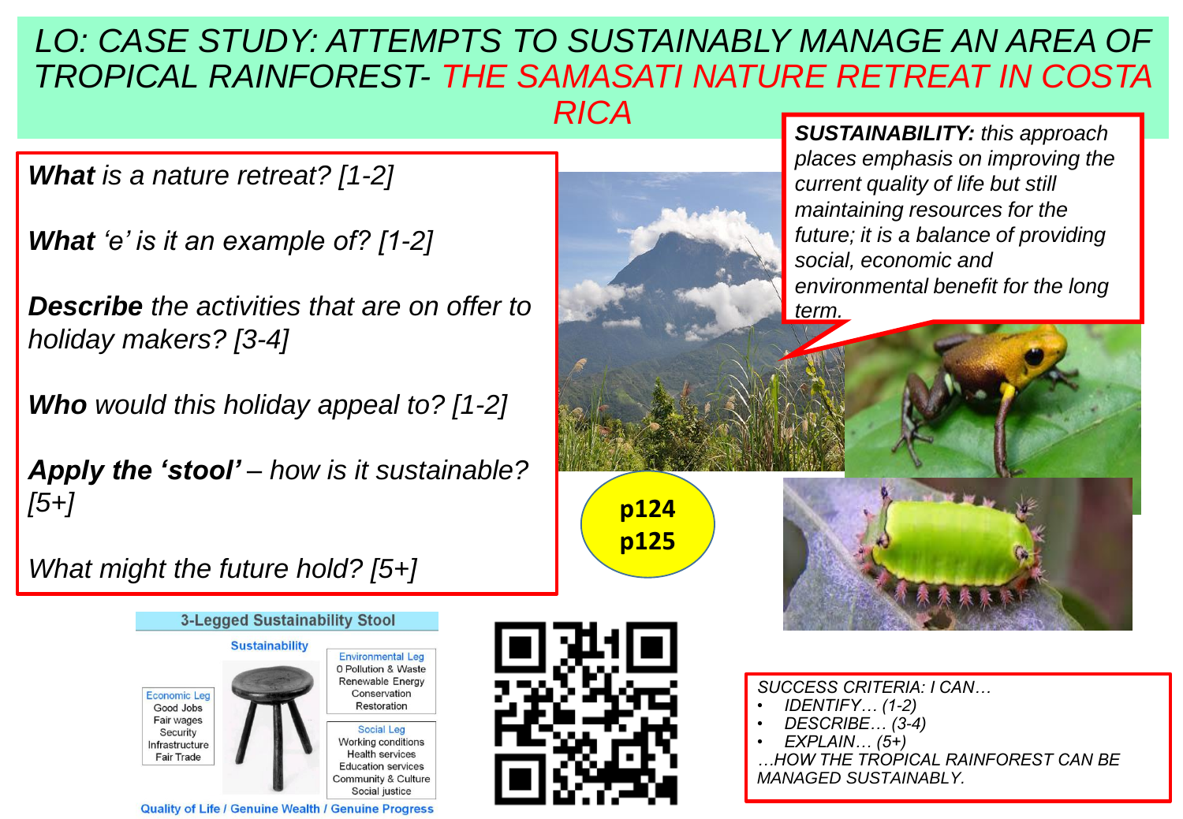# LO: CASE STUDY: ATTEMPTS TO SUSTAINABLY MANAGE AN AREA OF TROPICAL RAINFOREST- THE SAMASATI NATURE RETREAT IN COSTA RICA

***What*** *is a nature retreat? [1-2]*

***What*** *'e' is it an example of? [1-2]*

***Describe*** *the activities that are on offer to holiday makers? [3-4]*

***Who*** *would this holiday appeal to? [1-2]*

***Apply the 'stool'*** *– how is it sustainable? [5+]*

*What might the future hold? [5+]*

***SUSTAINABILITY:*** *this approach places emphasis on improving the current quality of life but still maintaining resources for the future; it is a balance of providing social, economic and environmental benefit for the long term.*

**p124**
**p125**

**3-Legged Sustainability Stool**

Sustainability

Economic Leg
- Good Jobs
- Fair wages
- Security
- Infrastructure
- Fair Trade

Environmental Leg
- 0 Pollution & Waste
- Renewable Energy
- Conservation
- Restoration

Social Leg
- Working conditions
- Health services
- Education services
- Community & Culture
- Social justice

Quality of Life / Genuine Wealth / Genuine Progress

*SUCCESS CRITERIA: I CAN…*
- *IDENTIFY… (1-2)*
- *DESCRIBE… (3-4)*
- *EXPLAIN… (5+)*

*…HOW THE TROPICAL RAINFOREST CAN BE MANAGED SUSTAINABLY.*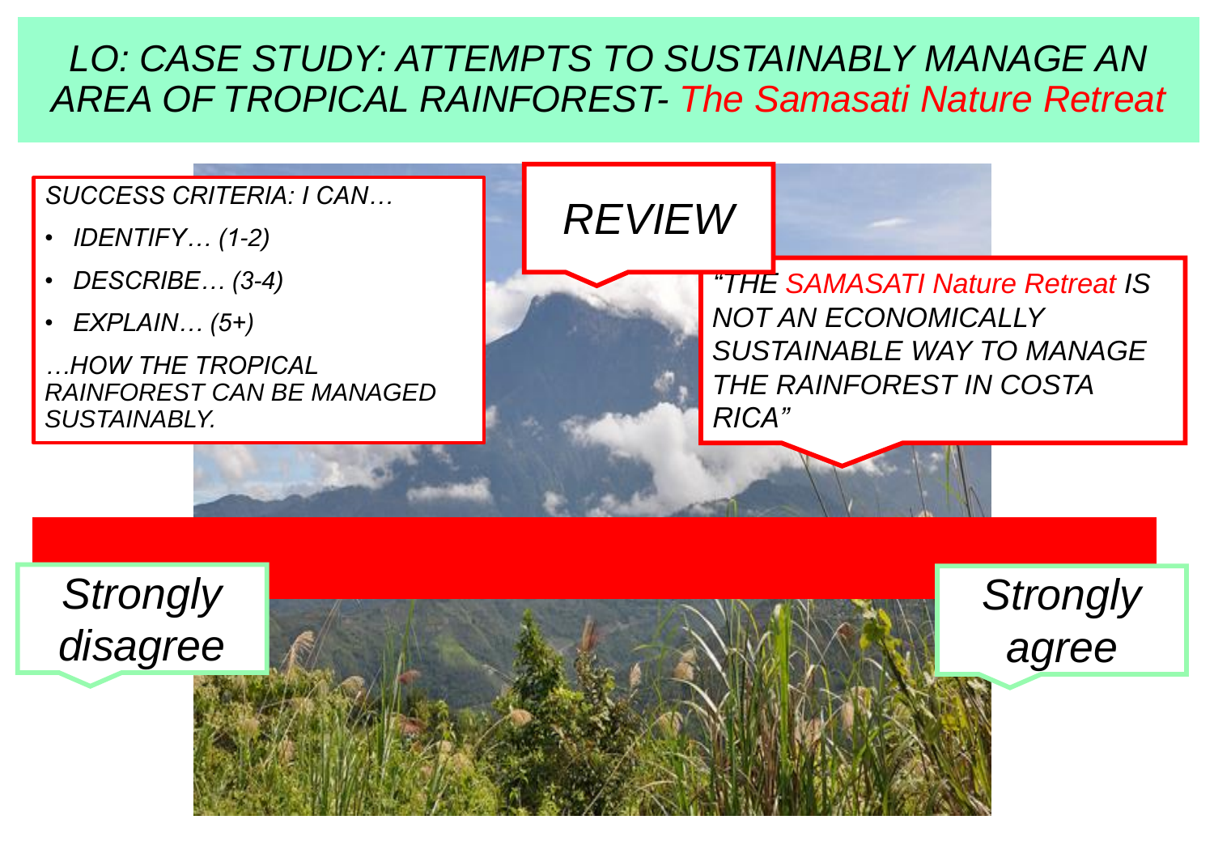# *LO: CASE STUDY: ATTEMPTS TO SUSTAINABLY MANAGE AN AREA OF TROPICAL RAINFOREST- The Samasati Nature Retreat*

*SUCCESS CRITERIA: I CAN…*

- *IDENTIFY… (1-2)*
- *DESCRIBE… (3-4)*
- *EXPLAIN… (5+)*

*…HOW THE TROPICAL RAINFOREST CAN BE MANAGED SUSTAINABLY.*

## *REVIEW*

*"THE SAMASATI Nature Retreat IS NOT AN ECONOMICALLY SUSTAINABLE WAY TO MANAGE THE RAINFOREST IN COSTA RICA"*

*Strongly disagree*

*Strongly agree*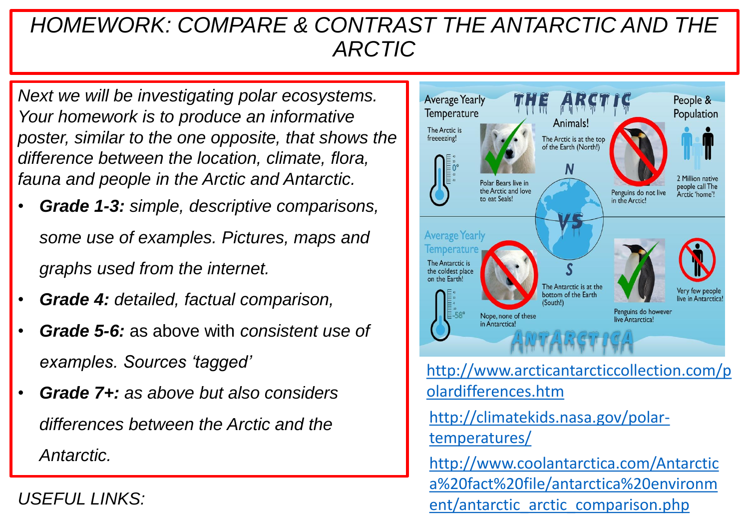# HOMEWORK: COMPARE & CONTRAST THE ANTARCTIC AND THE ARCTIC

*Next we will be investigating polar ecosystems. Your homework is to produce an informative poster, similar to the one opposite, that shows the difference between the location, climate, flora, fauna and people in the Arctic and Antarctic.*

- ***Grade 1-3:*** *simple, descriptive comparisons, some use of examples. Pictures, maps and graphs used from the internet.*
- ***Grade 4:*** *detailed, factual comparison,*
- ***Grade 5-6:*** as above with *consistent use of examples. Sources 'tagged'*
- ***Grade 7+:*** *as above but also considers differences between the Arctic and the Antarctic.*

*USEFUL LINKS:*

http://www.arcticantarcticcollection.com/polardifferences.htm

http://climatekids.nasa.gov/polar-temperatures/

http://www.coolantarctica.com/Antarctica%20fact%20file/antarctica%20environment/antarctic_arctic_comparison.php